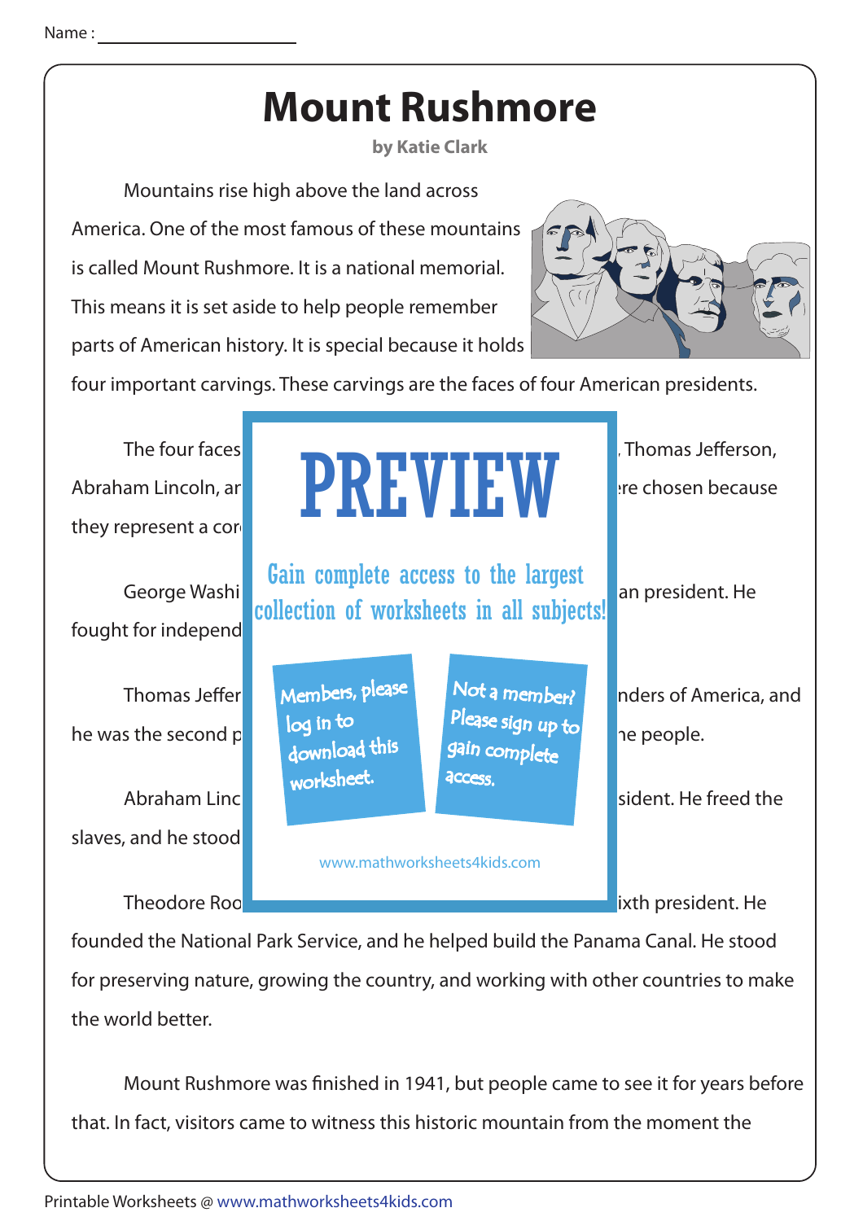Name : ____________________

# Mount Rushmore

**by Katie Clark**

Mountains rise high above the land across America. One of the most famous of these mountains is called Mount Rushmore. It is a national memorial. This means it is set aside to help people remember parts of American history. It is special because it holds four important carvings. These carvings are the faces of four American presidents.

The four faces ... , Thomas Jefferson, Abraham Lincoln, ar... ere chosen because they represent a cor...

PREVIEW

Gain complete access to the largest collection of worksheets in all subjects!

Members, please log in to download this worksheet.

Not a member? Please sign up to gain complete access.

www.mathworksheets4kids.com

George Washi... an president. He fought for independ...

Thomas Jeffer... nders of America, and he was the second p... he people.

Abraham Linc... sident. He freed the slaves, and he stood...

Theodore Roo... ixth president. He founded the National Park Service, and he helped build the Panama Canal. He stood for preserving nature, growing the country, and working with other countries to make the world better.

Mount Rushmore was finished in 1941, but people came to see it for years before that. In fact, visitors came to witness this historic mountain from the moment the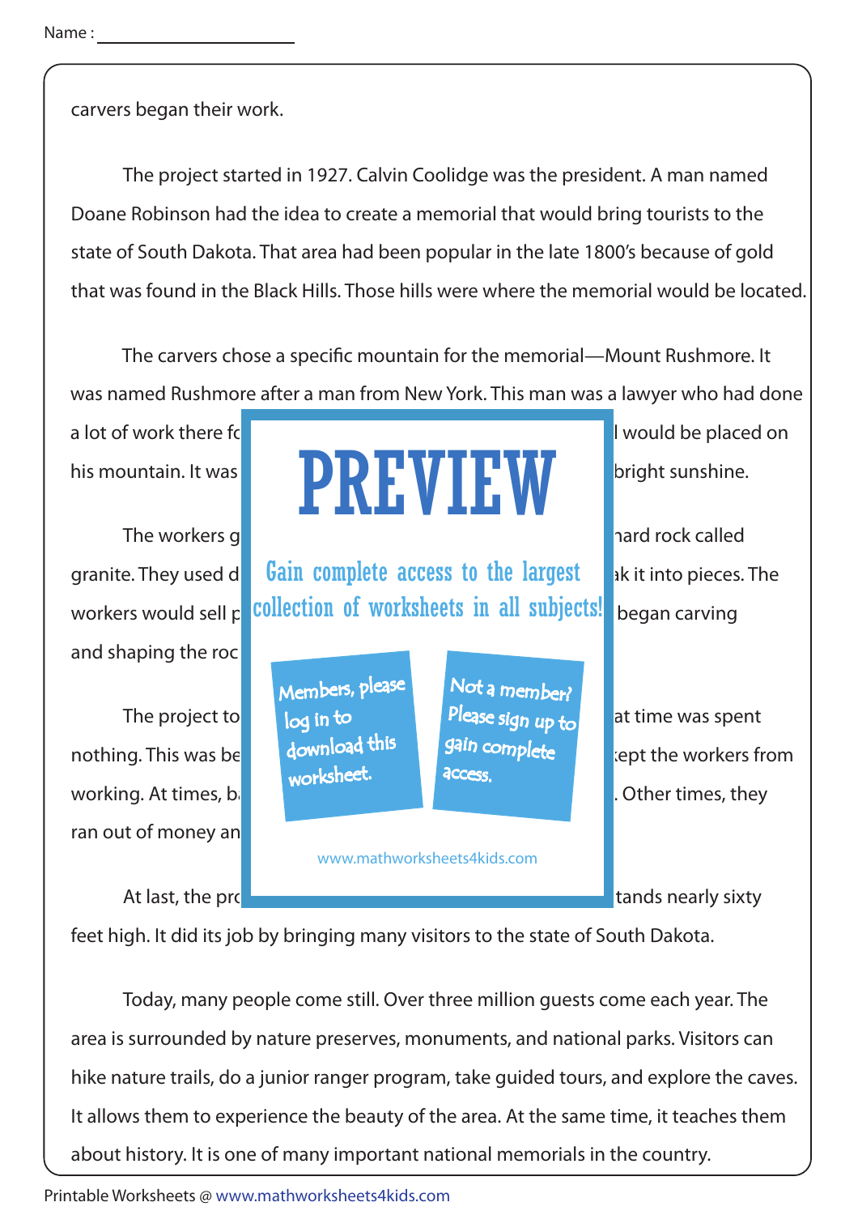Name : ____________________

carvers began their work.

The project started in 1927. Calvin Coolidge was the president. A man named Doane Robinson had the idea to create a memorial that would bring tourists to the state of South Dakota. That area had been popular in the late 1800's because of gold that was found in the Black Hills. Those hills were where the memorial would be located.

The carvers chose a specific mountain for the memorial—Mount Rushmore. It was named Rushmore after a man from New York. This man was a lawyer who had done a lot of work there fo l would be placed on his mountain. It was bright sunshine.

The workers g hard rock called granite. They used d ak it into pieces. The workers would sell p began carving and shaping the roc

The project to at time was spent nothing. This was be kept the workers from working. At times, b . Other times, they ran out of money an

At last, the pro tands nearly sixty feet high. It did its job by bringing many visitors to the state of South Dakota.

Today, many people come still. Over three million guests come each year. The area is surrounded by nature preserves, monuments, and national parks. Visitors can hike nature trails, do a junior ranger program, take guided tours, and explore the caves. It allows them to experience the beauty of the area. At the same time, it teaches them about history. It is one of many important national memorials in the country.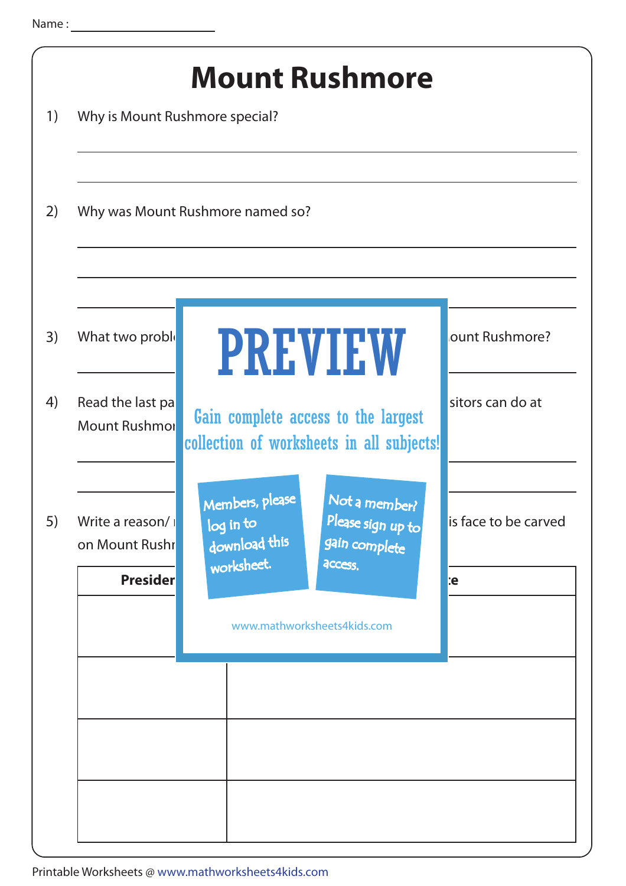Name :

# Mount Rushmore

1) Why is Mount Rushmore special?

2) Why was Mount Rushmore named so?

3) What two probl ... ount Rushmore?

4) Read the last pa ... sitors can do at Mount Rushmo...

5) Write a reason/ ... is face to be carved on Mount Rushr...

| Presider | ...e |
|---|---|
| | |
| | |
| | |
| | |

PREVIEW

Gain complete access to the largest collection of worksheets in all subjects!

Members, please log in to download this worksheet.

Not a member? Please sign up to gain complete access.

www.mathworksheets4kids.com

Printable Worksheets @ www.mathworksheets4kids.com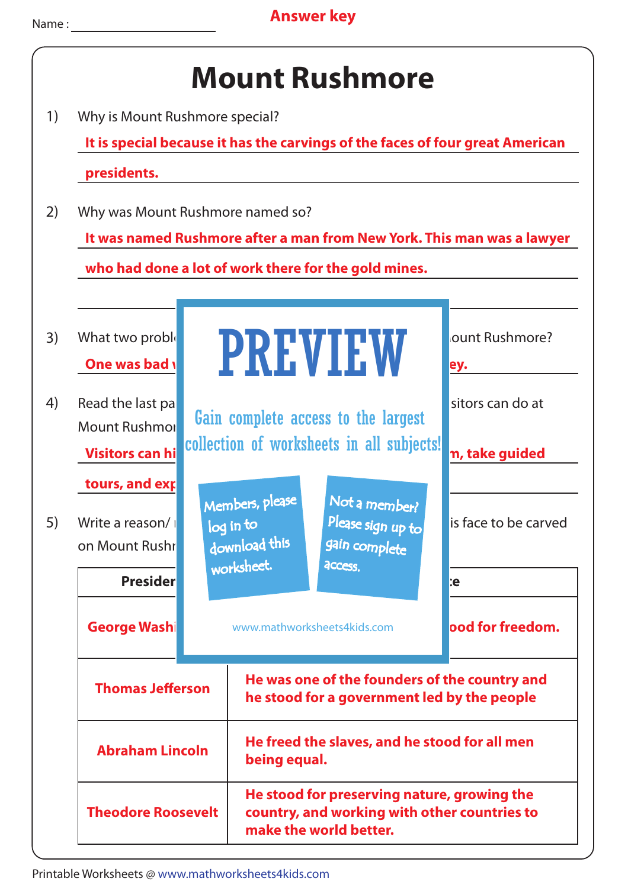Name : ____________________

**Answer key**

# Mount Rushmore

1) Why is Mount Rushmore special?

**It is special because it has the carvings of the faces of four great American presidents.**

2) Why was Mount Rushmore named so?

**It was named Rushmore after a man from New York. This man was a lawyer who had done a lot of work there for the gold mines.**

3) What two probl ... ount Rushmore?

**One was bad ... ey.**

4) Read the last pa ... sitors can do at Mount Rushmor...

**Visitors can hi ... n, take guided tours, and exp...**

PREVIEW

Gain complete access to the largest collection of worksheets in all subjects!

Members, please log in to download this worksheet.

Not a member? Please sign up to gain complete access.

www.mathworksheets4kids.com

5) Write a reason/ ... is face to be carved on Mount Rushr...

| Presider... | ...e |
|---|---|
| **George Washi...** | **...ood for freedom.** |
| **Thomas Jefferson** | **He was one of the founders of the country and he stood for a government led by the people** |
| **Abraham Lincoln** | **He freed the slaves, and he stood for all men being equal.** |
| **Theodore Roosevelt** | **He stood for preserving nature, growing the country, and working with other countries to make the world better.** |

Printable Worksheets @ www.mathworksheets4kids.com